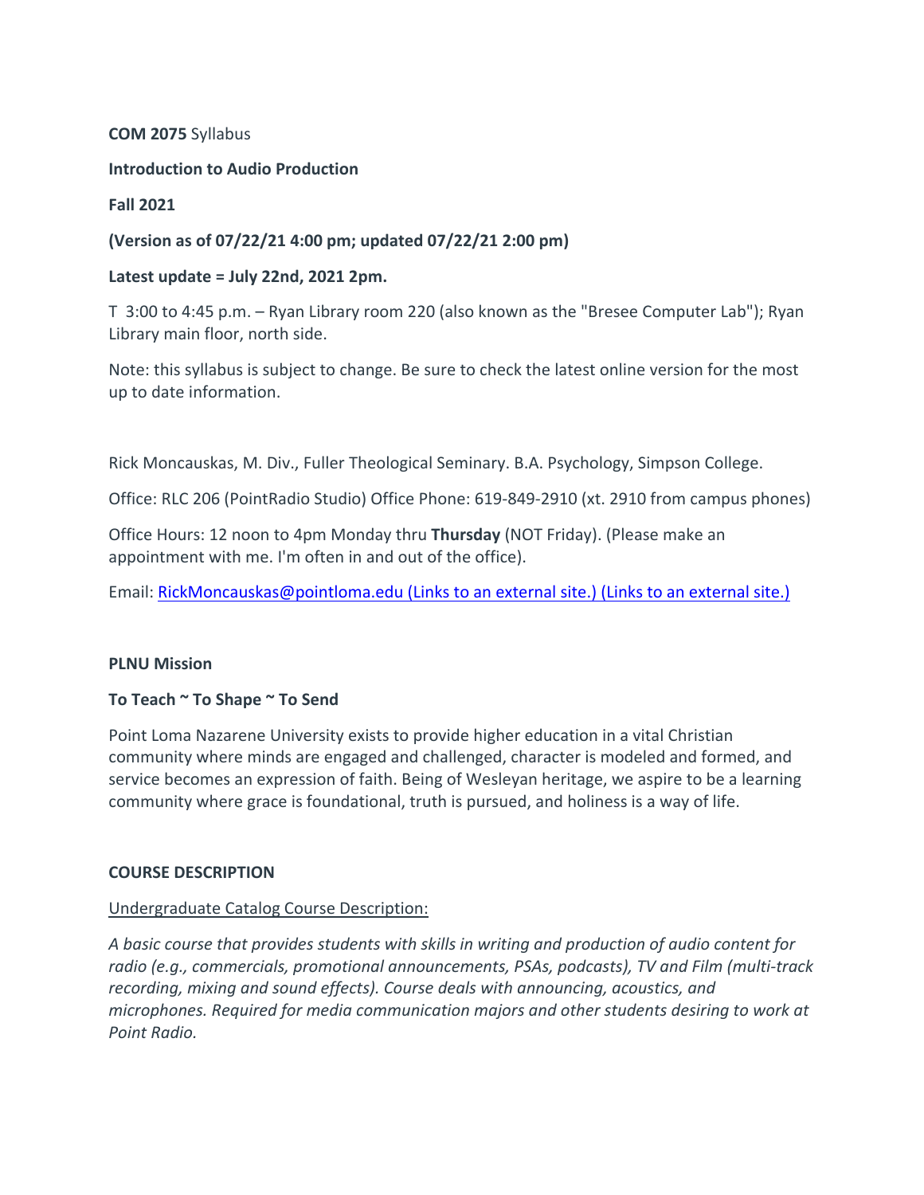**COM 2075** Syllabus

**Introduction to Audio Production**

**Fall 2021**

**(Version as of 07/22/21 4:00 pm; updated 07/22/21 2:00 pm)**

**Latest update = July 22nd, 2021 2pm.**

T 3:00 to 4:45 p.m. – Ryan Library room 220 (also known as the "Bresee Computer Lab"); Ryan Library main floor, north side.

Note: this syllabus is subject to change. Be sure to check the latest online version for the most up to date information.

Rick Moncauskas, M. Div., Fuller Theological Seminary. B.A. Psychology, Simpson College.

Office: RLC 206 (PointRadio Studio) Office Phone: 619-849-2910 (xt. 2910 from campus phones)

Office Hours: 12 noon to 4pm Monday thru **Thursday** (NOT Friday). (Please make an appointment with me. I'm often in and out of the office).

Email: RickMoncauskas@pointloma.edu (Links to an external site.) (Links to an external site.)

**PLNU Mission**

**To Teach ~ To Shape ~ To Send**

Point Loma Nazarene University exists to provide higher education in a vital Christian community where minds are engaged and challenged, character is modeled and formed, and service becomes an expression of faith. Being of Wesleyan heritage, we aspire to be a learning community where grace is foundational, truth is pursued, and holiness is a way of life.

**COURSE DESCRIPTION**

Undergraduate Catalog Course Description:

*A basic course that provides students with skills in writing and production of audio content for radio (e.g., commercials, promotional announcements, PSAs, podcasts), TV and Film (multi-track recording, mixing and sound effects). Course deals with announcing, acoustics, and microphones. Required for media communication majors and other students desiring to work at Point Radio.*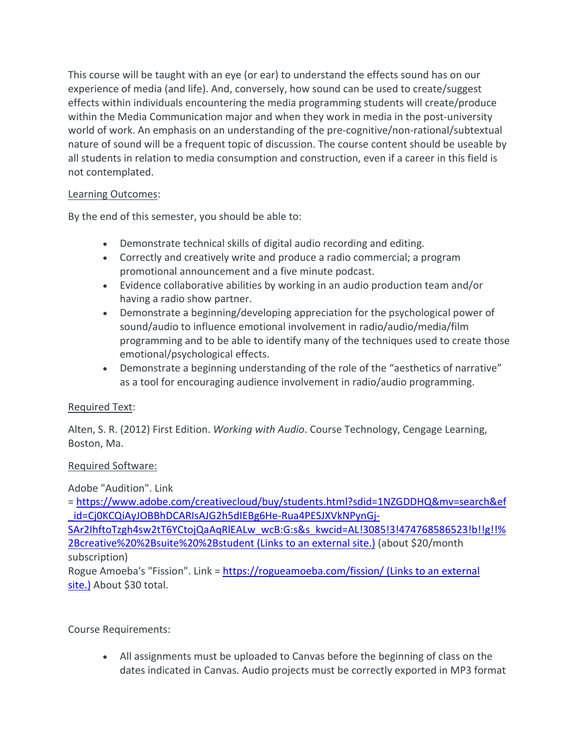This course will be taught with an eye (or ear) to understand the effects sound has on our experience of media (and life). And, conversely, how sound can be used to create/suggest effects within individuals encountering the media programming students will create/produce within the Media Communication major and when they work in media in the post-university world of work. An emphasis on an understanding of the pre-cognitive/non-rational/subtextual nature of sound will be a frequent topic of discussion. The course content should be useable by all students in relation to media consumption and construction, even if a career in this field is not contemplated.

Learning Outcomes:

By the end of this semester, you should be able to:

- Demonstrate technical skills of digital audio recording and editing.
- Correctly and creatively write and produce a radio commercial; a program promotional announcement and a five minute podcast.
- Evidence collaborative abilities by working in an audio production team and/or having a radio show partner.
- Demonstrate a beginning/developing appreciation for the psychological power of sound/audio to influence emotional involvement in radio/audio/media/film programming and to be able to identify many of the techniques used to create those emotional/psychological effects.
- Demonstrate a beginning understanding of the role of the "aesthetics of narrative" as a tool for encouraging audience involvement in radio/audio programming.

Required Text:

Alten, S. R. (2012) First Edition. *Working with Audio*. Course Technology, Cengage Learning, Boston, Ma.

Required Software:

Adobe "Audition". Link = [https://www.adobe.com/creativecloud/buy/students.html?sdid=1NZGDDHQ&mv=search&ef_id=Cj0KCQiAyJOBBhDCARIsAJG2h5dIEBg6He-Rua4PESJXVkNPynGj-SAr2IhftoTzgh4sw2tT6YCtojQaAqRlEALw_wcB:G:s&s_kwcid=AL!3085!3!474768586523!b!!g!!%2Bcreative%20%2Bsuite%20%2Bstudent (Links to an external site.)](https://www.adobe.com/creativecloud/buy/students.html?sdid=1NZGDDHQ&mv=search&ef_id=Cj0KCQiAyJOBBhDCARIsAJG2h5dIEBg6He-Rua4PESJXVkNPynGj-SAr2IhftoTzgh4sw2tT6YCtojQaAqRlEALw_wcB:G:s&s_kwcid=AL!3085!3!474768586523!b!!g!!%2Bcreative%20%2Bsuite%20%2Bstudent) (about $20/month subscription)
Rogue Amoeba's "Fission". Link = [https://rogueamoeba.com/fission/ (Links to an external site.)](https://rogueamoeba.com/fission/) About $30 total.

Course Requirements:

- All assignments must be uploaded to Canvas before the beginning of class on the dates indicated in Canvas. Audio projects must be correctly exported in MP3 format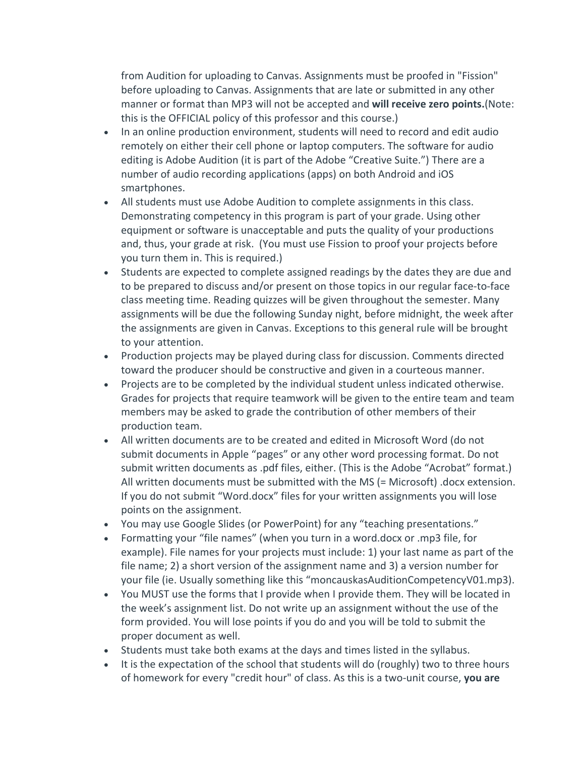from Audition for uploading to Canvas. Assignments must be proofed in "Fission" before uploading to Canvas. Assignments that are late or submitted in any other manner or format than MP3 will not be accepted and **will receive zero points.**(Note: this is the OFFICIAL policy of this professor and this course.)

- In an online production environment, students will need to record and edit audio remotely on either their cell phone or laptop computers. The software for audio editing is Adobe Audition (it is part of the Adobe "Creative Suite.") There are a number of audio recording applications (apps) on both Android and iOS smartphones.
- All students must use Adobe Audition to complete assignments in this class. Demonstrating competency in this program is part of your grade. Using other equipment or software is unacceptable and puts the quality of your productions and, thus, your grade at risk. (You must use Fission to proof your projects before you turn them in. This is required.)
- Students are expected to complete assigned readings by the dates they are due and to be prepared to discuss and/or present on those topics in our regular face-to-face class meeting time. Reading quizzes will be given throughout the semester. Many assignments will be due the following Sunday night, before midnight, the week after the assignments are given in Canvas. Exceptions to this general rule will be brought to your attention.
- Production projects may be played during class for discussion. Comments directed toward the producer should be constructive and given in a courteous manner.
- Projects are to be completed by the individual student unless indicated otherwise. Grades for projects that require teamwork will be given to the entire team and team members may be asked to grade the contribution of other members of their production team.
- All written documents are to be created and edited in Microsoft Word (do not submit documents in Apple "pages" or any other word processing format. Do not submit written documents as .pdf files, either. (This is the Adobe "Acrobat" format.) All written documents must be submitted with the MS (= Microsoft) .docx extension. If you do not submit "Word.docx" files for your written assignments you will lose points on the assignment.
- You may use Google Slides (or PowerPoint) for any "teaching presentations."
- Formatting your "file names" (when you turn in a word.docx or .mp3 file, for example). File names for your projects must include: 1) your last name as part of the file name; 2) a short version of the assignment name and 3) a version number for your file (ie. Usually something like this "moncauskasAuditionCompetencyV01.mp3).
- You MUST use the forms that I provide when I provide them. They will be located in the week's assignment list. Do not write up an assignment without the use of the form provided. You will lose points if you do and you will be told to submit the proper document as well.
- Students must take both exams at the days and times listed in the syllabus.
- It is the expectation of the school that students will do (roughly) two to three hours of homework for every "credit hour" of class. As this is a two-unit course, **you are**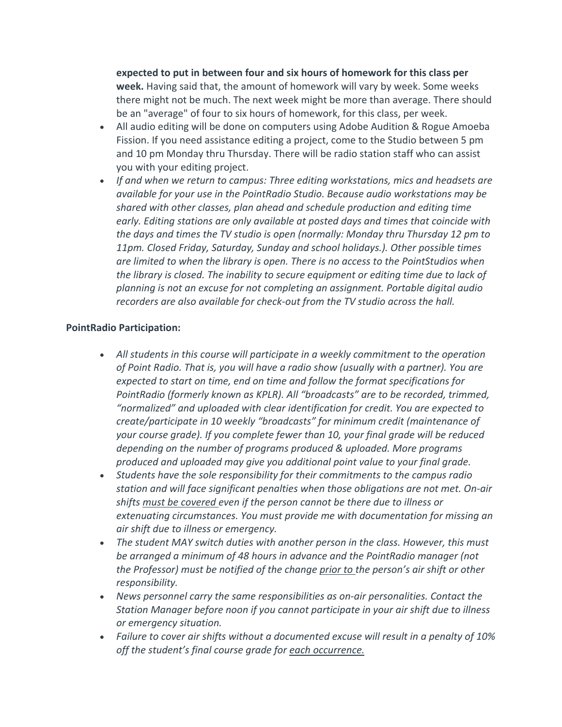**expected to put in between four and six hours of homework for this class per week.** Having said that, the amount of homework will vary by week. Some weeks there might not be much. The next week might be more than average. There should be an "average" of four to six hours of homework, for this class, per week.

- All audio editing will be done on computers using Adobe Audition & Rogue Amoeba Fission. If you need assistance editing a project, come to the Studio between 5 pm and 10 pm Monday thru Thursday. There will be radio station staff who can assist you with your editing project.
- *If and when we return to campus: Three editing workstations, mics and headsets are available for your use in the PointRadio Studio. Because audio workstations may be shared with other classes, plan ahead and schedule production and editing time early. Editing stations are only available at posted days and times that coincide with the days and times the TV studio is open (normally: Monday thru Thursday 12 pm to 11pm. Closed Friday, Saturday, Sunday and school holidays.). Other possible times are limited to when the library is open. There is no access to the PointStudios when the library is closed. The inability to secure equipment or editing time due to lack of planning is not an excuse for not completing an assignment. Portable digital audio recorders are also available for check-out from the TV studio across the hall.*

**PointRadio Participation:**

- *All students in this course will participate in a weekly commitment to the operation of Point Radio. That is, you will have a radio show (usually with a partner). You are expected to start on time, end on time and follow the format specifications for PointRadio (formerly known as KPLR). All "broadcasts" are to be recorded, trimmed, "normalized" and uploaded with clear identification for credit. You are expected to create/participate in 10 weekly "broadcasts" for minimum credit (maintenance of your course grade). If you complete fewer than 10, your final grade will be reduced depending on the number of programs produced & uploaded. More programs produced and uploaded may give you additional point value to your final grade.*
- *Students have the sole responsibility for their commitments to the campus radio station and will face significant penalties when those obligations are not met. On-air shifts <u>must be covered</u> even if the person cannot be there due to illness or extenuating circumstances. You must provide me with documentation for missing an air shift due to illness or emergency.*
- *The student MAY switch duties with another person in the class. However, this must be arranged a minimum of 48 hours in advance and the PointRadio manager (not the Professor) must be notified of the change <u>prior to</u> the person's air shift or other responsibility.*
- *News personnel carry the same responsibilities as on-air personalities. Contact the Station Manager before noon if you cannot participate in your air shift due to illness or emergency situation.*
- *Failure to cover air shifts without a documented excuse will result in a penalty of 10% off the student's final course grade for <u>each occurrence.</u>*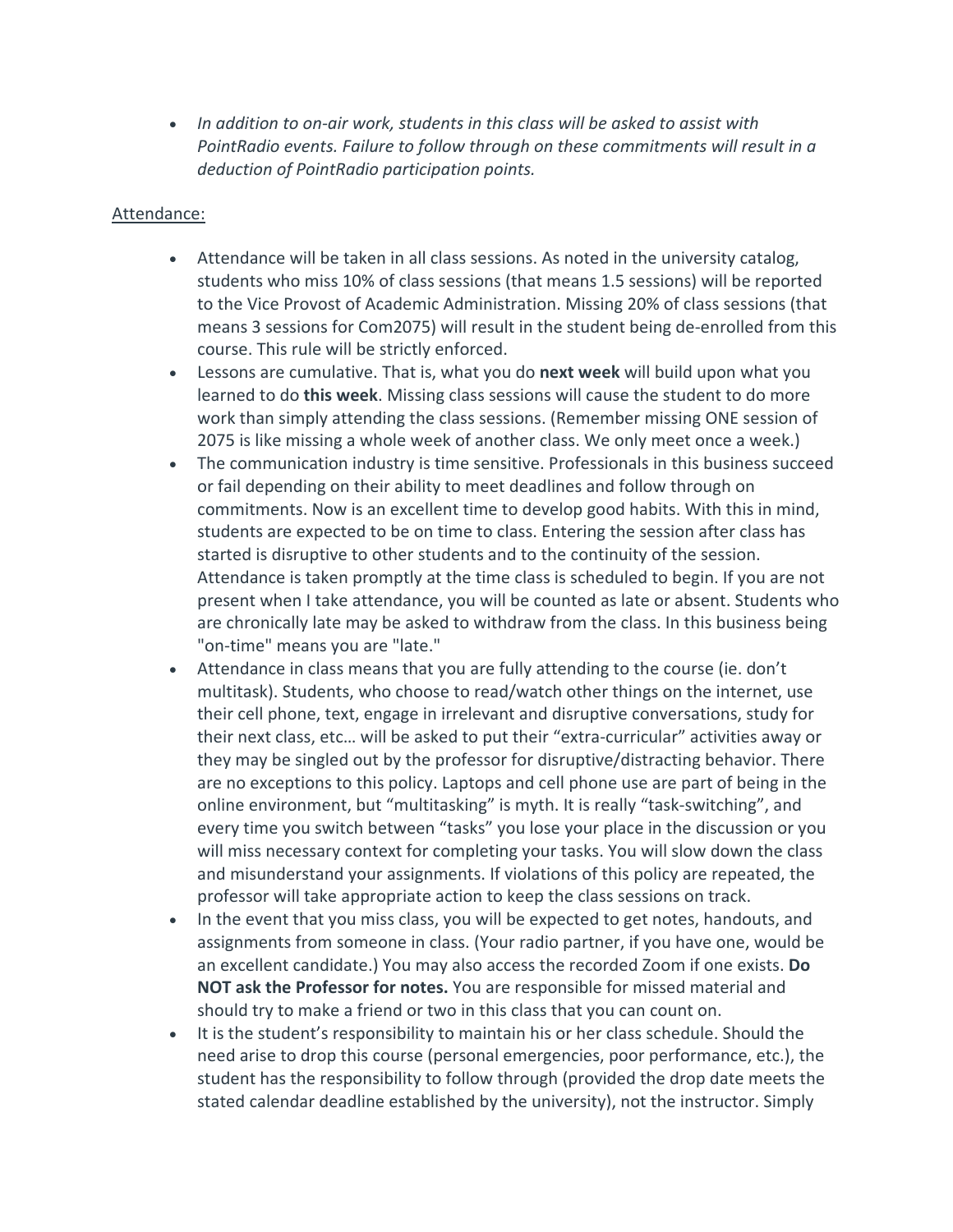- *In addition to on-air work, students in this class will be asked to assist with PointRadio events. Failure to follow through on these commitments will result in a deduction of PointRadio participation points.*

Attendance:

- Attendance will be taken in all class sessions. As noted in the university catalog, students who miss 10% of class sessions (that means 1.5 sessions) will be reported to the Vice Provost of Academic Administration. Missing 20% of class sessions (that means 3 sessions for Com2075) will result in the student being de-enrolled from this course. This rule will be strictly enforced.
- Lessons are cumulative. That is, what you do **next week** will build upon what you learned to do **this week**. Missing class sessions will cause the student to do more work than simply attending the class sessions. (Remember missing ONE session of 2075 is like missing a whole week of another class. We only meet once a week.)
- The communication industry is time sensitive. Professionals in this business succeed or fail depending on their ability to meet deadlines and follow through on commitments. Now is an excellent time to develop good habits. With this in mind, students are expected to be on time to class. Entering the session after class has started is disruptive to other students and to the continuity of the session. Attendance is taken promptly at the time class is scheduled to begin. If you are not present when I take attendance, you will be counted as late or absent. Students who are chronically late may be asked to withdraw from the class. In this business being "on-time" means you are "late."
- Attendance in class means that you are fully attending to the course (ie. don't multitask). Students, who choose to read/watch other things on the internet, use their cell phone, text, engage in irrelevant and disruptive conversations, study for their next class, etc… will be asked to put their "extra-curricular" activities away or they may be singled out by the professor for disruptive/distracting behavior. There are no exceptions to this policy. Laptops and cell phone use are part of being in the online environment, but "multitasking" is myth. It is really "task-switching", and every time you switch between "tasks" you lose your place in the discussion or you will miss necessary context for completing your tasks. You will slow down the class and misunderstand your assignments. If violations of this policy are repeated, the professor will take appropriate action to keep the class sessions on track.
- In the event that you miss class, you will be expected to get notes, handouts, and assignments from someone in class. (Your radio partner, if you have one, would be an excellent candidate.) You may also access the recorded Zoom if one exists. **Do NOT ask the Professor for notes.** You are responsible for missed material and should try to make a friend or two in this class that you can count on.
- It is the student's responsibility to maintain his or her class schedule. Should the need arise to drop this course (personal emergencies, poor performance, etc.), the student has the responsibility to follow through (provided the drop date meets the stated calendar deadline established by the university), not the instructor. Simply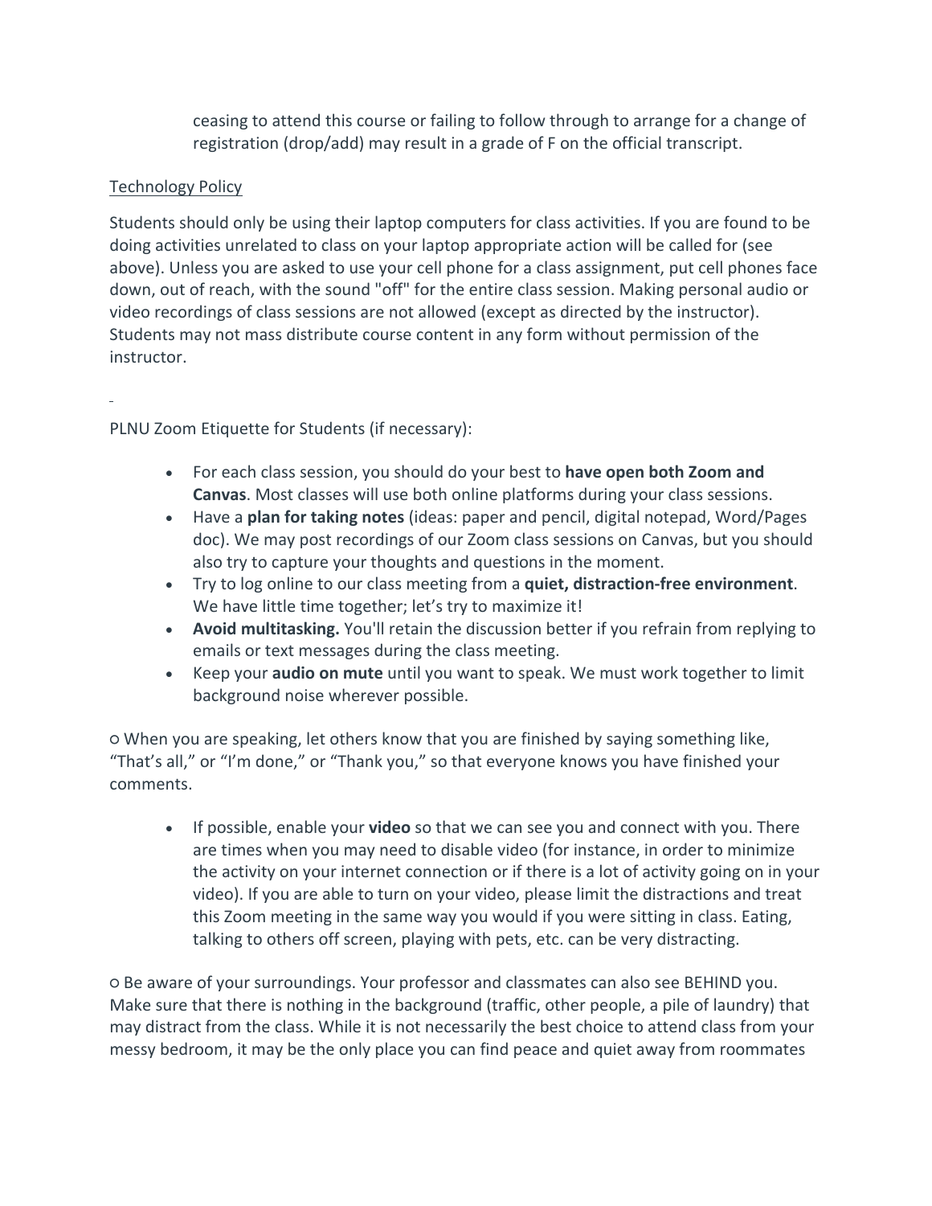ceasing to attend this course or failing to follow through to arrange for a change of registration (drop/add) may result in a grade of F on the official transcript.

Technology Policy

Students should only be using their laptop computers for class activities. If you are found to be doing activities unrelated to class on your laptop appropriate action will be called for (see above). Unless you are asked to use your cell phone for a class assignment, put cell phones face down, out of reach, with the sound "off" for the entire class session. Making personal audio or video recordings of class sessions are not allowed (except as directed by the instructor). Students may not mass distribute course content in any form without permission of the instructor.

PLNU Zoom Etiquette for Students (if necessary):

- For each class session, you should do your best to **have open both Zoom and Canvas**. Most classes will use both online platforms during your class sessions.
- Have a **plan for taking notes** (ideas: paper and pencil, digital notepad, Word/Pages doc). We may post recordings of our Zoom class sessions on Canvas, but you should also try to capture your thoughts and questions in the moment.
- Try to log online to our class meeting from a **quiet, distraction-free environment**. We have little time together; let's try to maximize it!
- **Avoid multitasking.** You'll retain the discussion better if you refrain from replying to emails or text messages during the class meeting.
- Keep your **audio on mute** until you want to speak. We must work together to limit background noise wherever possible.

○ When you are speaking, let others know that you are finished by saying something like, "That's all," or "I'm done," or "Thank you," so that everyone knows you have finished your comments.

- If possible, enable your **video** so that we can see you and connect with you. There are times when you may need to disable video (for instance, in order to minimize the activity on your internet connection or if there is a lot of activity going on in your video). If you are able to turn on your video, please limit the distractions and treat this Zoom meeting in the same way you would if you were sitting in class. Eating, talking to others off screen, playing with pets, etc. can be very distracting.

○ Be aware of your surroundings. Your professor and classmates can also see BEHIND you. Make sure that there is nothing in the background (traffic, other people, a pile of laundry) that may distract from the class. While it is not necessarily the best choice to attend class from your messy bedroom, it may be the only place you can find peace and quiet away from roommates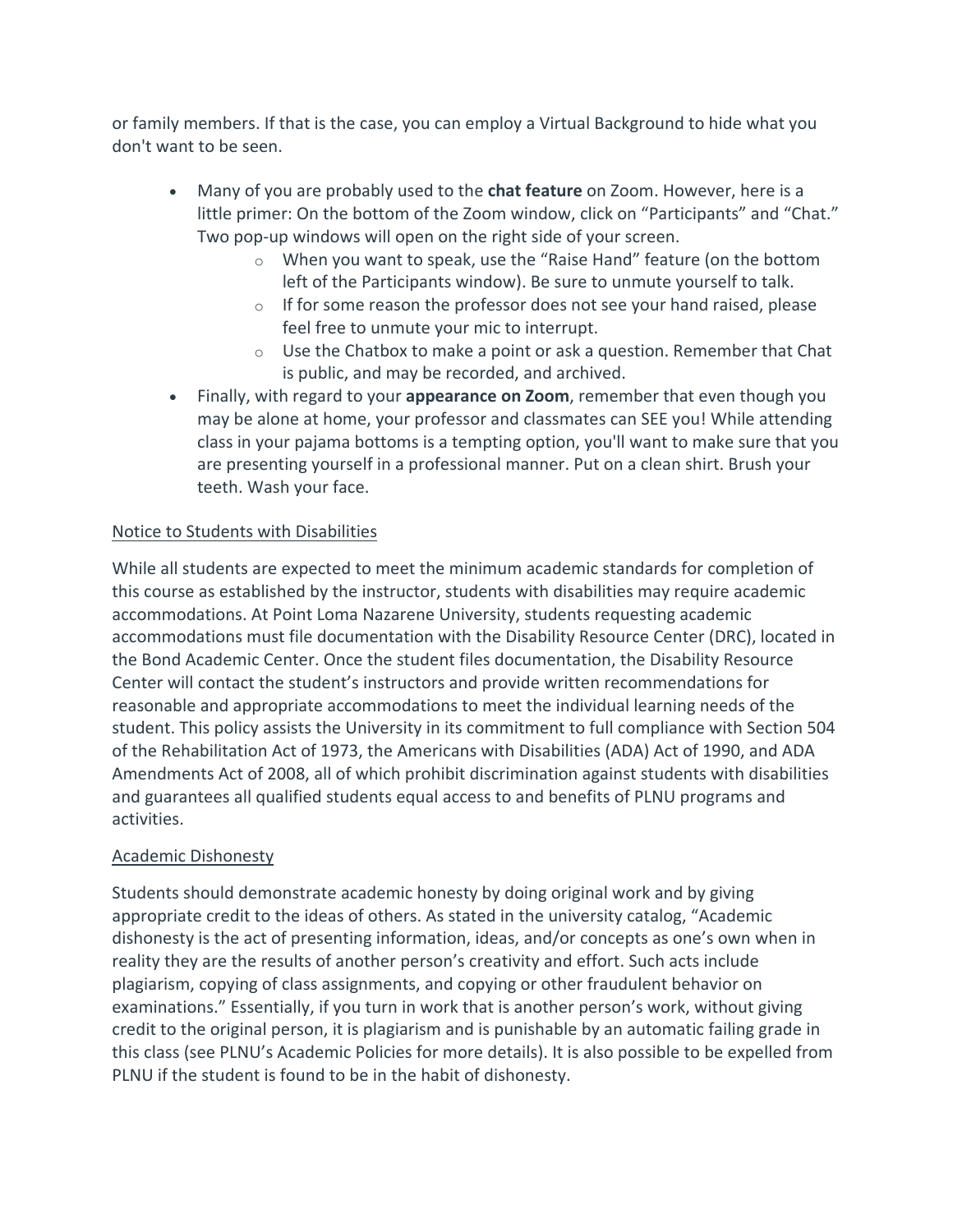or family members. If that is the case, you can employ a Virtual Background to hide what you don't want to be seen.

- Many of you are probably used to the **chat feature** on Zoom. However, here is a little primer: On the bottom of the Zoom window, click on "Participants" and "Chat." Two pop-up windows will open on the right side of your screen.
  - When you want to speak, use the "Raise Hand" feature (on the bottom left of the Participants window). Be sure to unmute yourself to talk.
  - If for some reason the professor does not see your hand raised, please feel free to unmute your mic to interrupt.
  - Use the Chatbox to make a point or ask a question. Remember that Chat is public, and may be recorded, and archived.
- Finally, with regard to your **appearance on Zoom**, remember that even though you may be alone at home, your professor and classmates can SEE you! While attending class in your pajama bottoms is a tempting option, you'll want to make sure that you are presenting yourself in a professional manner. Put on a clean shirt. Brush your teeth. Wash your face.

<u>Notice to Students with Disabilities</u>

While all students are expected to meet the minimum academic standards for completion of this course as established by the instructor, students with disabilities may require academic accommodations. At Point Loma Nazarene University, students requesting academic accommodations must file documentation with the Disability Resource Center (DRC), located in the Bond Academic Center. Once the student files documentation, the Disability Resource Center will contact the student's instructors and provide written recommendations for reasonable and appropriate accommodations to meet the individual learning needs of the student. This policy assists the University in its commitment to full compliance with Section 504 of the Rehabilitation Act of 1973, the Americans with Disabilities (ADA) Act of 1990, and ADA Amendments Act of 2008, all of which prohibit discrimination against students with disabilities and guarantees all qualified students equal access to and benefits of PLNU programs and activities.

<u>Academic Dishonesty</u>

Students should demonstrate academic honesty by doing original work and by giving appropriate credit to the ideas of others. As stated in the university catalog, "Academic dishonesty is the act of presenting information, ideas, and/or concepts as one's own when in reality they are the results of another person's creativity and effort. Such acts include plagiarism, copying of class assignments, and copying or other fraudulent behavior on examinations." Essentially, if you turn in work that is another person's work, without giving credit to the original person, it is plagiarism and is punishable by an automatic failing grade in this class (see PLNU's Academic Policies for more details). It is also possible to be expelled from PLNU if the student is found to be in the habit of dishonesty.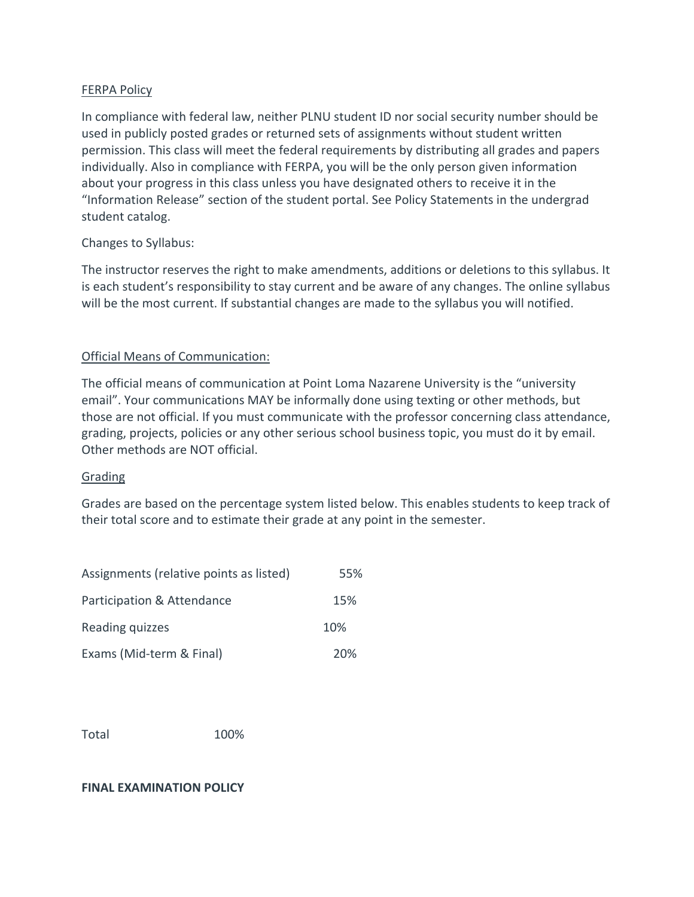FERPA Policy

In compliance with federal law, neither PLNU student ID nor social security number should be used in publicly posted grades or returned sets of assignments without student written permission. This class will meet the federal requirements by distributing all grades and papers individually. Also in compliance with FERPA, you will be the only person given information about your progress in this class unless you have designated others to receive it in the "Information Release" section of the student portal. See Policy Statements in the undergrad student catalog.

Changes to Syllabus:

The instructor reserves the right to make amendments, additions or deletions to this syllabus. It is each student's responsibility to stay current and be aware of any changes. The online syllabus will be the most current. If substantial changes are made to the syllabus you will notified.

Official Means of Communication:

The official means of communication at Point Loma Nazarene University is the "university email". Your communications MAY be informally done using texting or other methods, but those are not official. If you must communicate with the professor concerning class attendance, grading, projects, policies or any other serious school business topic, you must do it by email. Other methods are NOT official.

Grading

Grades are based on the percentage system listed below. This enables students to keep track of their total score and to estimate their grade at any point in the semester.

| | |
|---|---|
| Assignments (relative points as listed) | 55% |
| Participation & Attendance | 15% |
| Reading quizzes | 10% |
| Exams (Mid-term & Final) | 20% |
| Total | 100% |

**FINAL EXAMINATION POLICY**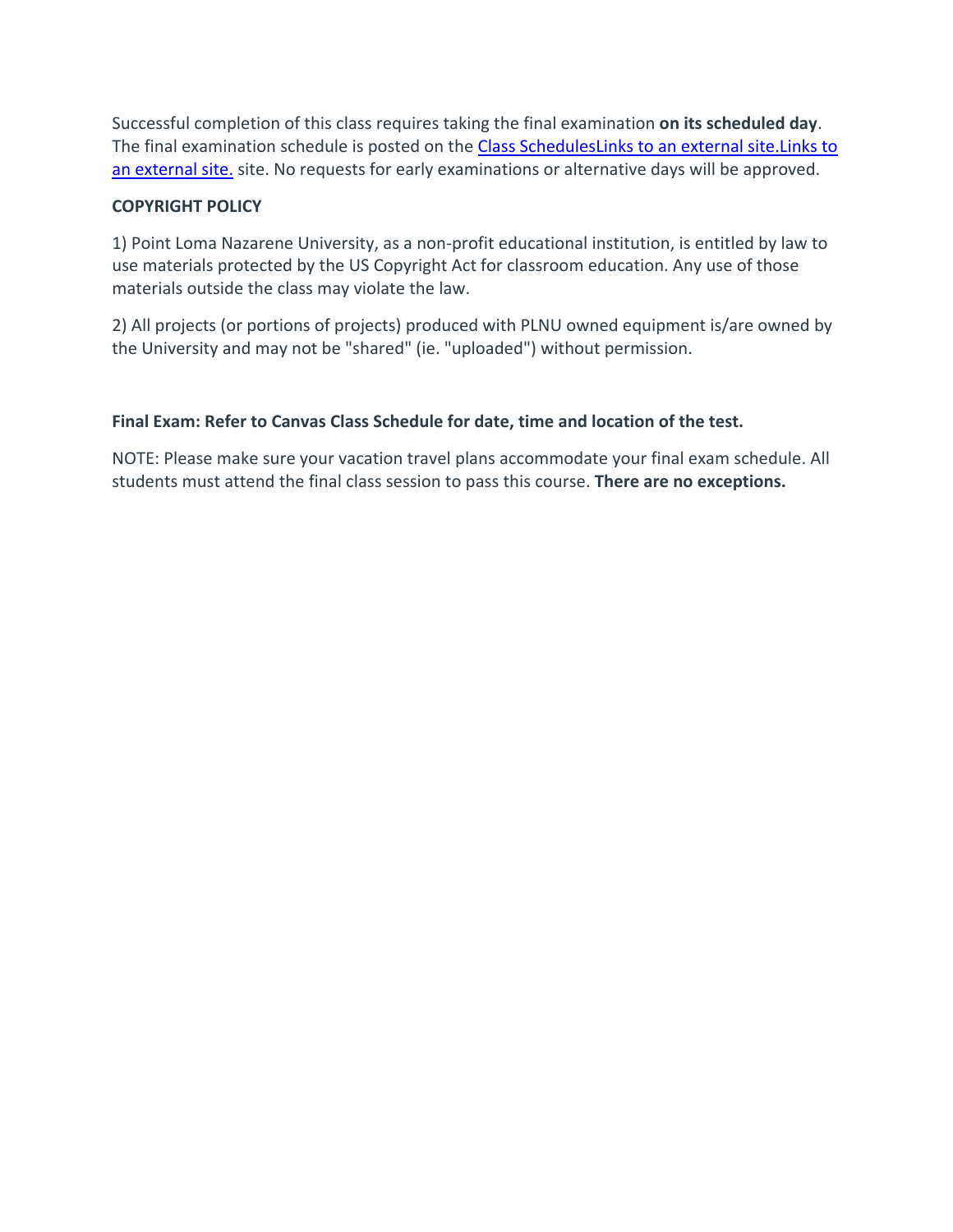Successful completion of this class requires taking the final examination **on its scheduled day**. The final examination schedule is posted on the [Class SchedulesLinks to an external site.Links to an external site.]() site. No requests for early examinations or alternative days will be approved.

**COPYRIGHT POLICY**

1) Point Loma Nazarene University, as a non-profit educational institution, is entitled by law to use materials protected by the US Copyright Act for classroom education. Any use of those materials outside the class may violate the law.

2) All projects (or portions of projects) produced with PLNU owned equipment is/are owned by the University and may not be "shared" (ie. "uploaded") without permission.

**Final Exam: Refer to Canvas Class Schedule for date, time and location of the test.**

NOTE: Please make sure your vacation travel plans accommodate your final exam schedule. All students must attend the final class session to pass this course. **There are no exceptions.**